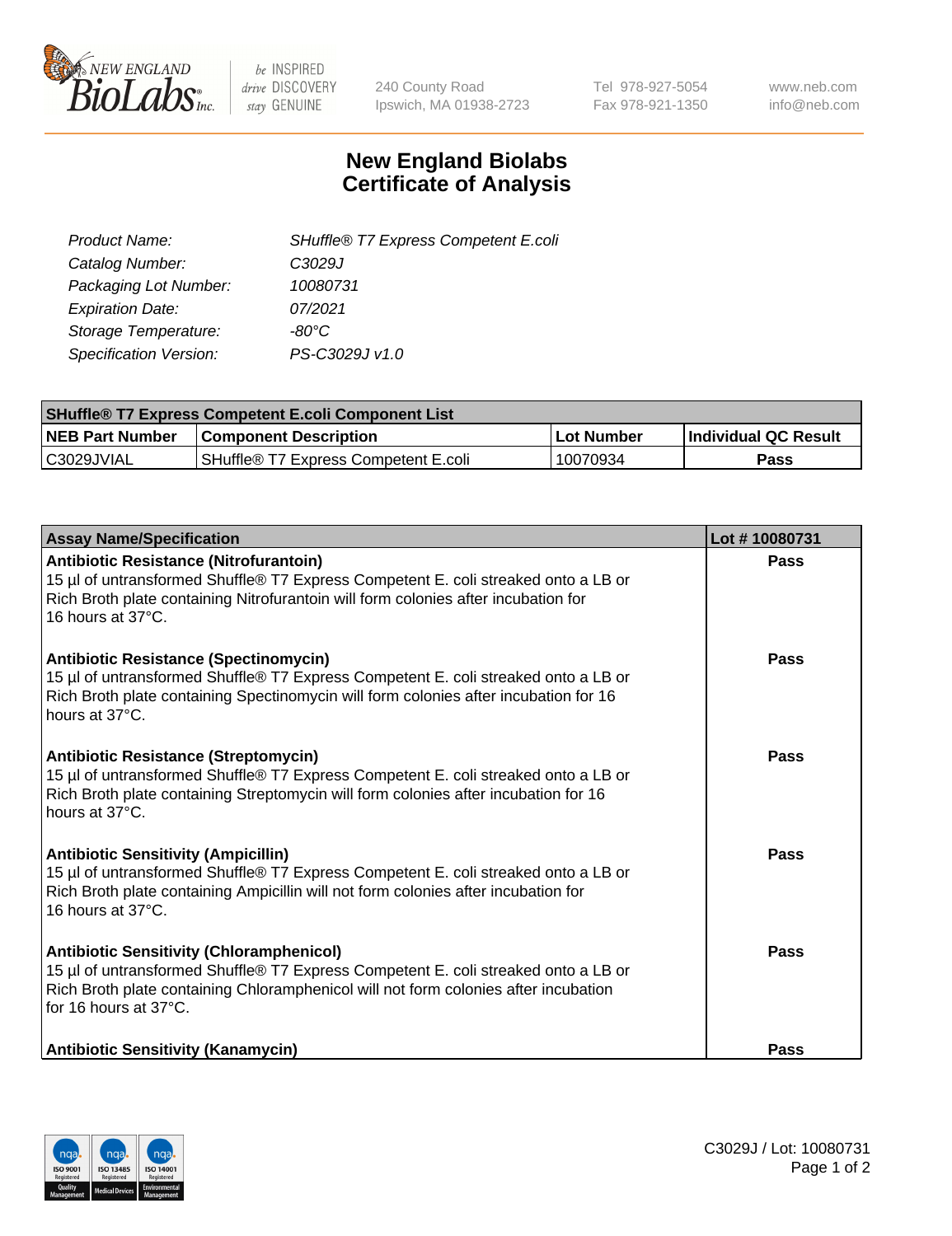240 County Road
Ipswich, MA 01938-2723

Tel 978-927-5054
Fax 978-921-1350

www.neb.com
info@neb.com

# New England Biolabs
# Certificate of Analysis

| | |
|---|---|
| *Product Name:* | *SHuffle® T7 Express Competent E.coli* |
| *Catalog Number:* | *C3029J* |
| *Packaging Lot Number:* | *10080731* |
| *Expiration Date:* | *07/2021* |
| *Storage Temperature:* | *-80°C* |
| *Specification Version:* | *PS-C3029J v1.0* |

| **SHuffle® T7 Express Competent E.coli Component List** | | | |
|---|---|---|---|
| **NEB Part Number** | **Component Description** | **Lot Number** | **Individual QC Result** |
| C3029JVIAL | SHuffle® T7 Express Competent E.coli | 10070934 | **Pass** |

| **Assay Name/Specification** | **Lot # 10080731** |
|---|---|
| **Antibiotic Resistance (Nitrofurantoin)** 15 µl of untransformed Shuffle® T7 Express Competent E. coli streaked onto a LB or Rich Broth plate containing Nitrofurantoin will form colonies after incubation for 16 hours at 37°C. | **Pass** |
| **Antibiotic Resistance (Spectinomycin)** 15 µl of untransformed Shuffle® T7 Express Competent E. coli streaked onto a LB or Rich Broth plate containing Spectinomycin will form colonies after incubation for 16 hours at 37°C. | **Pass** |
| **Antibiotic Resistance (Streptomycin)** 15 µl of untransformed Shuffle® T7 Express Competent E. coli streaked onto a LB or Rich Broth plate containing Streptomycin will form colonies after incubation for 16 hours at 37°C. | **Pass** |
| **Antibiotic Sensitivity (Ampicillin)** 15 µl of untransformed Shuffle® T7 Express Competent E. coli streaked onto a LB or Rich Broth plate containing Ampicillin will not form colonies after incubation for 16 hours at 37°C. | **Pass** |
| **Antibiotic Sensitivity (Chloramphenicol)** 15 µl of untransformed Shuffle® T7 Express Competent E. coli streaked onto a LB or Rich Broth plate containing Chloramphenicol will not form colonies after incubation for 16 hours at 37°C. | **Pass** |
| **Antibiotic Sensitivity (Kanamycin)** | **Pass** |

C3029J / Lot: 10080731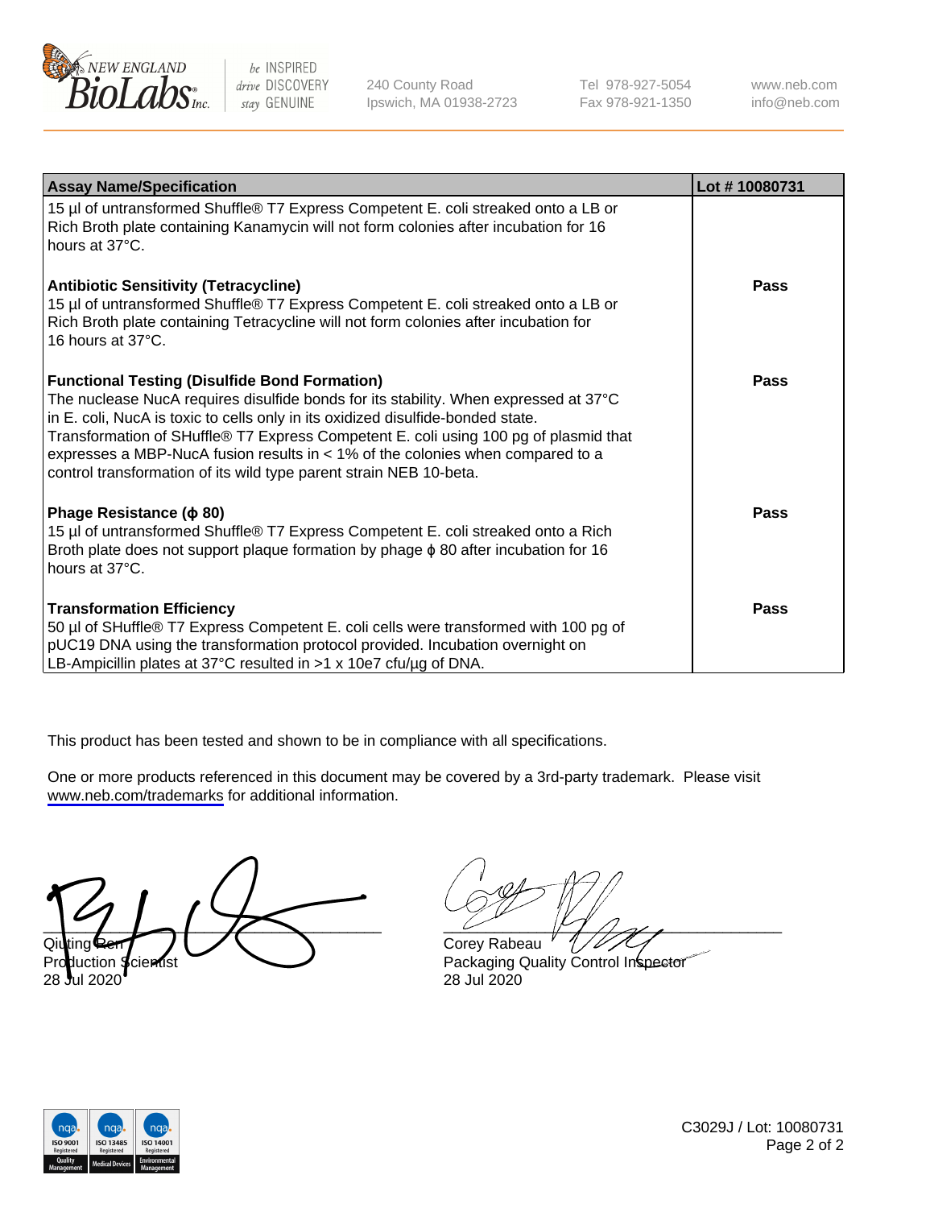NEW ENGLAND BioLabs® Inc. — be INSPIRED drive DISCOVERY stay GENUINE

240 County Road
Ipswich, MA 01938-2723

Tel 978-927-5054
Fax 978-921-1350

www.neb.com
info@neb.com

| Assay Name/Specification | Lot # 10080731 |
|---|---|
| 15 µl of untransformed Shuffle® T7 Express Competent E. coli streaked onto a LB or Rich Broth plate containing Kanamycin will not form colonies after incubation for 16 hours at 37°C. | |
| **Antibiotic Sensitivity (Tetracycline)**<br>15 µl of untransformed Shuffle® T7 Express Competent E. coli streaked onto a LB or Rich Broth plate containing Tetracycline will not form colonies after incubation for 16 hours at 37°C. | **Pass** |
| **Functional Testing (Disulfide Bond Formation)**<br>The nuclease NucA requires disulfide bonds for its stability. When expressed at 37°C in E. coli, NucA is toxic to cells only in its oxidized disulfide-bonded state. Transformation of SHuffle® T7 Express Competent E. coli using 100 pg of plasmid that expresses a MBP-NucA fusion results in < 1% of the colonies when compared to a control transformation of its wild type parent strain NEB 10-beta. | **Pass** |
| **Phage Resistance (ϕ 80)**<br>15 µl of untransformed Shuffle® T7 Express Competent E. coli streaked onto a Rich Broth plate does not support plaque formation by phage ϕ 80 after incubation for 16 hours at 37°C. | **Pass** |
| **Transformation Efficiency**<br>50 µl of SHuffle® T7 Express Competent E. coli cells were transformed with 100 pg of pUC19 DNA using the transformation protocol provided. Incubation overnight on LB-Ampicillin plates at 37°C resulted in >1 x 10e7 cfu/µg of DNA. | **Pass** |

This product has been tested and shown to be in compliance with all specifications.

One or more products referenced in this document may be covered by a 3rd-party trademark. Please visit www.neb.com/trademarks for additional information.

Qiuting Ren
Production Scientist
28 Jul 2020

Corey Rabeau
Packaging Quality Control Inspector
28 Jul 2020

ISO 9001 Registered Quality Management | ISO 13485 Registered Medical Devices | ISO 14001 Registered Environmental Management

C3029J / Lot: 10080731